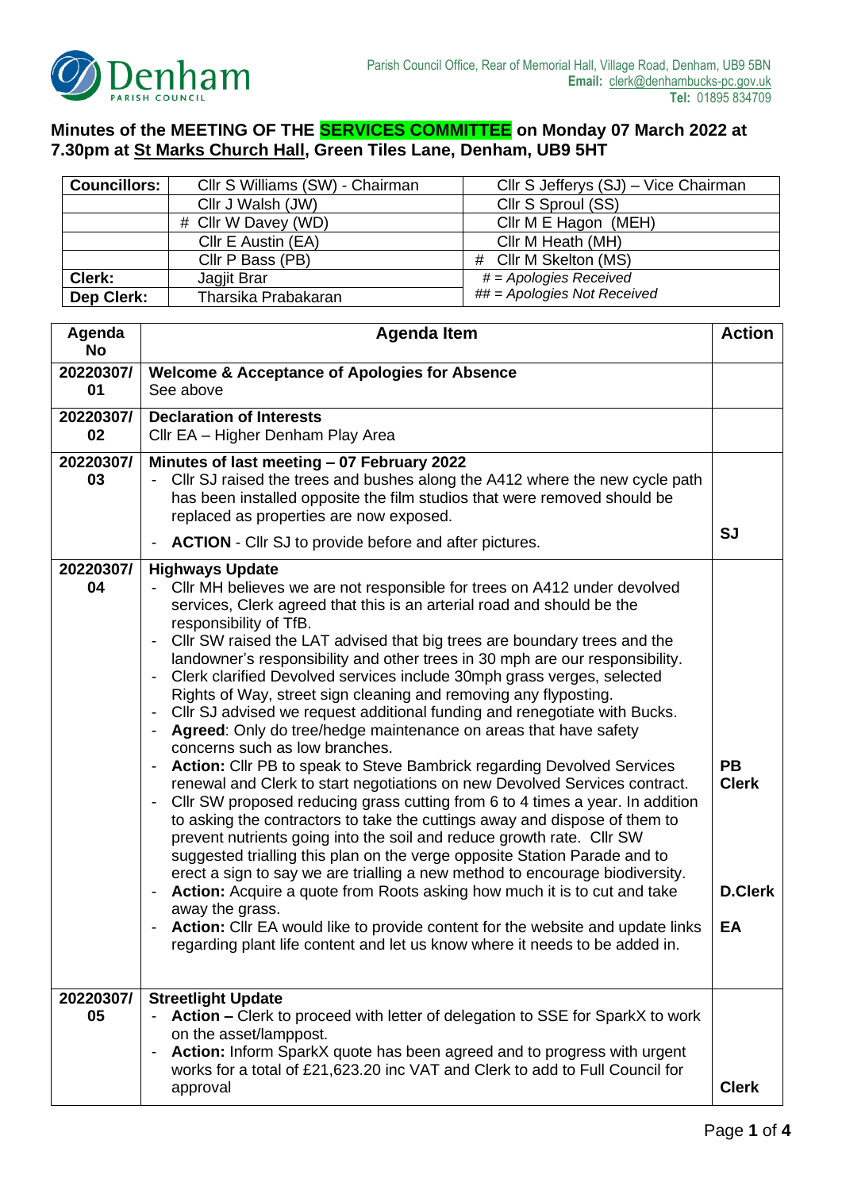Parish Council Office, Rear of Memorial Hall, Village Road, Denham, UB9 5BN
**Email:** clerk@denhambucks-pc.gov.uk
**Tel:** 01895 834709

# Minutes of the MEETING OF THE SERVICES COMMITTEE on Monday 07 March 2022 at 7.30pm at St Marks Church Hall, Green Tiles Lane, Denham, UB9 5HT

| **Councillors:** | Cllr S Williams (SW) - Chairman | Cllr S Jefferys (SJ) – Vice Chairman |
|---|---|---|
| | Cllr J Walsh (JW) | Cllr S Sproul (SS) |
| | # Cllr W Davey (WD) | Cllr M E Hagon (MEH) |
| | Cllr E Austin (EA) | Cllr M Heath (MH) |
| | Cllr P Bass (PB) | # Cllr M Skelton (MS) |
| **Clerk:** | Jagjit Brar | *# = Apologies Received* |
| **Dep Clerk:** | Tharsika Prabakaran | *## = Apologies Not Received* |

| Agenda No | Agenda Item | Action |
|---|---|---|
| 20220307/01 | **Welcome & Acceptance of Apologies for Absence**<br>See above | |
| 20220307/02 | **Declaration of Interests**<br>Cllr EA – Higher Denham Play Area | |
| 20220307/03 | **Minutes of last meeting – 07 February 2022**<br>- Cllr SJ raised the trees and bushes along the A412 where the new cycle path has been installed opposite the film studios that were removed should be replaced as properties are now exposed.<br>- **ACTION** - Cllr SJ to provide before and after pictures. | SJ |
| 20220307/04 | **Highways Update**<br>- Cllr MH believes we are not responsible for trees on A412 under devolved services, Clerk agreed that this is an arterial road and should be the responsibility of TfB.<br>- Cllr SW raised the LAT advised that big trees are boundary trees and the landowner's responsibility and other trees in 30 mph are our responsibility.<br>- Clerk clarified Devolved services include 30mph grass verges, selected Rights of Way, street sign cleaning and removing any flyposting.<br>- Cllr SJ advised we request additional funding and renegotiate with Bucks.<br>- **Agreed**: Only do tree/hedge maintenance on areas that have safety concerns such as low branches.<br>- **Action:** Cllr PB to speak to Steve Bambrick regarding Devolved Services renewal and Clerk to start negotiations on new Devolved Services contract.<br>- Cllr SW proposed reducing grass cutting from 6 to 4 times a year. In addition to asking the contractors to take the cuttings away and dispose of them to prevent nutrients going into the soil and reduce growth rate. Cllr SW suggested trialling this plan on the verge opposite Station Parade and to erect a sign to say we are trialling a new method to encourage biodiversity.<br>- **Action:** Acquire a quote from Roots asking how much it is to cut and take away the grass.<br>- **Action:** Cllr EA would like to provide content for the website and update links regarding plant life content and let us know where it needs to be added in. | PB<br>Clerk<br><br>D.Clerk<br><br>EA |
| 20220307/05 | **Streetlight Update**<br>- **Action –** Clerk to proceed with letter of delegation to SSE for SparkX to work on the asset/lamppost.<br>- **Action:** Inform SparkX quote has been agreed and to progress with urgent works for a total of £21,623.20 inc VAT and Clerk to add to Full Council for approval | Clerk |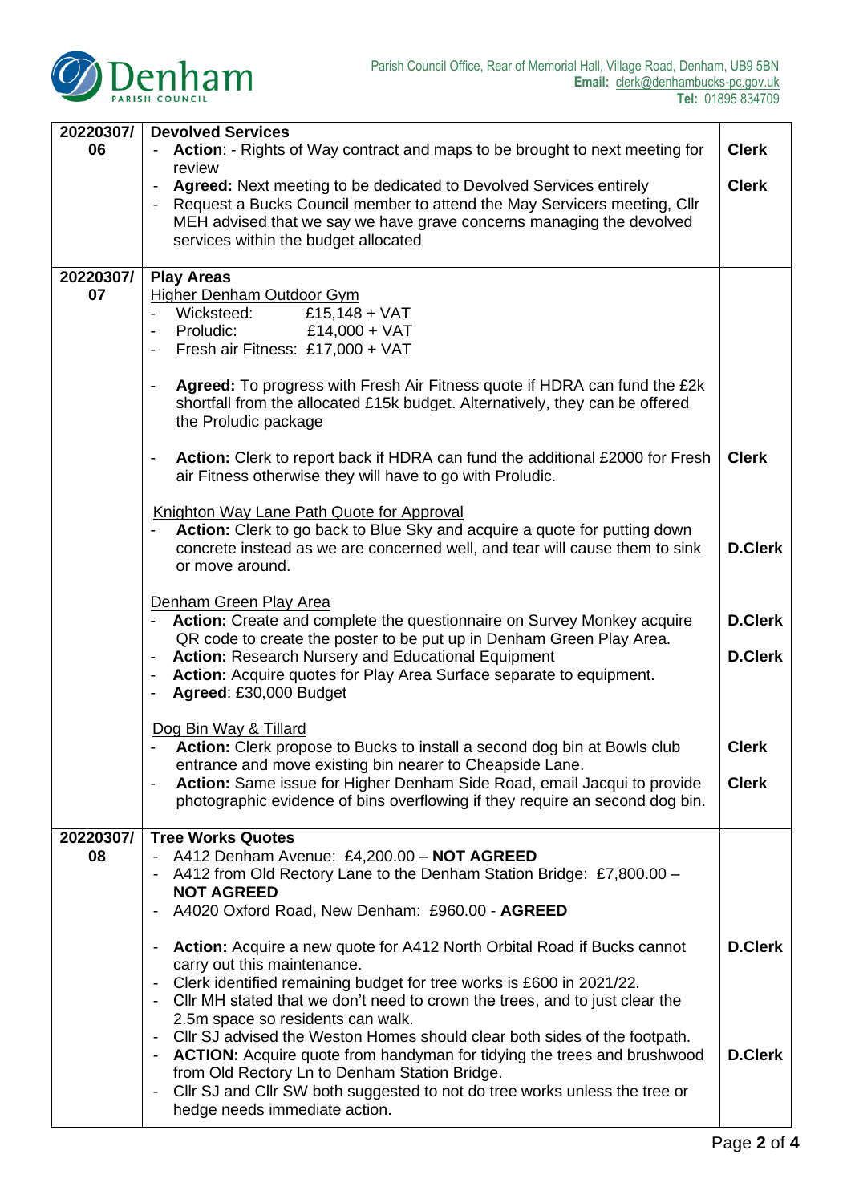| | | |
|---|---|---|
| **20220307/ 06** | **Devolved Services**<br>- **Action**: - Rights of Way contract and maps to be brought to next meeting for review<br>- **Agreed:** Next meeting to be dedicated to Devolved Services entirely<br>- Request a Bucks Council member to attend the May Servicers meeting, Cllr MEH advised that we say we have grave concerns managing the devolved services within the budget allocated | **Clerk**<br><br>**Clerk** |
| **20220307/ 07** | **Play Areas**<br><u>Higher Denham Outdoor Gym</u><br>- Wicksteed: £15,148 + VAT<br>- Proludic: £14,000 + VAT<br>- Fresh air Fitness: £17,000 + VAT<br><br>- **Agreed:** To progress with Fresh Air Fitness quote if HDRA can fund the £2k shortfall from the allocated £15k budget. Alternatively, they can be offered the Proludic package<br><br>- **Action:** Clerk to report back if HDRA can fund the additional £2000 for Fresh air Fitness otherwise they will have to go with Proludic.<br><br><u>Knighton Way Lane Path Quote for Approval</u><br>- **Action:** Clerk to go back to Blue Sky and acquire a quote for putting down concrete instead as we are concerned well, and tear will cause them to sink or move around.<br><br><u>Denham Green Play Area</u><br>- **Action:** Create and complete the questionnaire on Survey Monkey acquire QR code to create the poster to be put up in Denham Green Play Area.<br>- **Action:** Research Nursery and Educational Equipment<br>- **Action:** Acquire quotes for Play Area Surface separate to equipment.<br>- **Agreed**: £30,000 Budget<br><br><u>Dog Bin Way & Tillard</u><br>- **Action:** Clerk propose to Bucks to install a second dog bin at Bowls club entrance and move existing bin nearer to Cheapside Lane.<br>- **Action:** Same issue for Higher Denham Side Road, email Jacqui to provide photographic evidence of bins overflowing if they require an second dog bin. | **Clerk**<br><br>**D.Clerk**<br><br>**D.Clerk**<br><br>**D.Clerk**<br><br>**Clerk**<br><br>**Clerk** |
| **20220307/ 08** | **Tree Works Quotes**<br>- A412 Denham Avenue: £4,200.00 – **NOT AGREED**<br>- A412 from Old Rectory Lane to the Denham Station Bridge: £7,800.00 – **NOT AGREED**<br>- A4020 Oxford Road, New Denham: £960.00 - **AGREED**<br><br>- **Action:** Acquire a new quote for A412 North Orbital Road if Bucks cannot carry out this maintenance.<br>- Clerk identified remaining budget for tree works is £600 in 2021/22.<br>- Cllr MH stated that we don't need to crown the trees, and to just clear the 2.5m space so residents can walk.<br>- Cllr SJ advised the Weston Homes should clear both sides of the footpath.<br>- **ACTION:** Acquire quote from handyman for tidying the trees and brushwood from Old Rectory Ln to Denham Station Bridge.<br>- Cllr SJ and Cllr SW both suggested to not do tree works unless the tree or hedge needs immediate action. | **D.Clerk**<br><br>**D.Clerk** |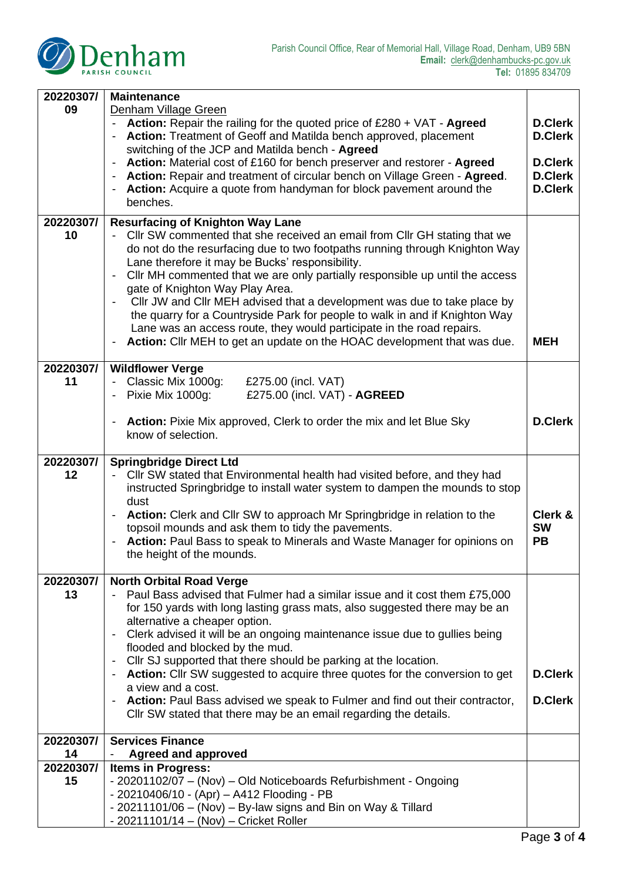Denham PARISH COUNCIL

Parish Council Office, Rear of Memorial Hall, Village Road, Denham, UB9 5BN
**Email:** clerk@denhambucks-pc.gov.uk
**Tel:** 01895 834709

| | | |
|---|---|---|
| **20220307/ 09** | **Maintenance**<br>Denham Village Green<br>- **Action:** Repair the railing for the quoted price of £280 + VAT - **Agreed**<br>- **Action:** Treatment of Geoff and Matilda bench approved, placement switching of the JCP and Matilda bench - **Agreed**<br>- **Action:** Material cost of £160 for bench preserver and restorer - **Agreed**<br>- **Action:** Repair and treatment of circular bench on Village Green - **Agreed**.<br>- **Action:** Acquire a quote from handyman for block pavement around the benches. | **D.Clerk**<br>**D.Clerk**<br>**D.Clerk**<br>**D.Clerk**<br>**D.Clerk** |
| **20220307/ 10** | **Resurfacing of Knighton Way Lane**<br>- Cllr SW commented that she received an email from Cllr GH stating that we do not do the resurfacing due to two footpaths running through Knighton Way Lane therefore it may be Bucks' responsibility.<br>- Cllr MH commented that we are only partially responsible up until the access gate of Knighton Way Play Area.<br>- Cllr JW and Cllr MEH advised that a development was due to take place by the quarry for a Countryside Park for people to walk in and if Knighton Way Lane was an access route, they would participate in the road repairs.<br>- **Action:** Cllr MEH to get an update on the HOAC development that was due. | **MEH** |
| **20220307/ 11** | **Wildflower Verge**<br>- Classic Mix 1000g: £275.00 (incl. VAT)<br>- Pixie Mix 1000g: £275.00 (incl. VAT) - **AGREED**<br><br>- **Action:** Pixie Mix approved, Clerk to order the mix and let Blue Sky know of selection. | **D.Clerk** |
| **20220307/ 12** | **Springbridge Direct Ltd**<br>- Cllr SW stated that Environmental health had visited before, and they had instructed Springbridge to install water system to dampen the mounds to stop dust<br>- **Action:** Clerk and Cllr SW to approach Mr Springbridge in relation to the topsoil mounds and ask them to tidy the pavements.<br>- **Action:** Paul Bass to speak to Minerals and Waste Manager for opinions on the height of the mounds. | **Clerk & SW**<br>**PB** |
| **20220307/ 13** | **North Orbital Road Verge**<br>- Paul Bass advised that Fulmer had a similar issue and it cost them £75,000 for 150 yards with long lasting grass mats, also suggested there may be an alternative a cheaper option.<br>- Clerk advised it will be an ongoing maintenance issue due to gullies being flooded and blocked by the mud.<br>- Cllr SJ supported that there should be parking at the location.<br>- **Action:** Cllr SW suggested to acquire three quotes for the conversion to get a view and a cost.<br>- **Action:** Paul Bass advised we speak to Fulmer and find out their contractor, Cllr SW stated that there may be an email regarding the details. | **D.Clerk**<br>**D.Clerk** |
| **20220307/ 14** | **Services Finance**<br>- **Agreed and approved** | |
| **20220307/ 15** | **Items in Progress:**<br>- 20201102/07 – (Nov) – Old Noticeboards Refurbishment - Ongoing<br>- 20210406/10 - (Apr) – A412 Flooding - PB<br>- 20211101/06 – (Nov) – By-law signs and Bin on Way & Tillard<br>- 20211101/14 – (Nov) – Cricket Roller | |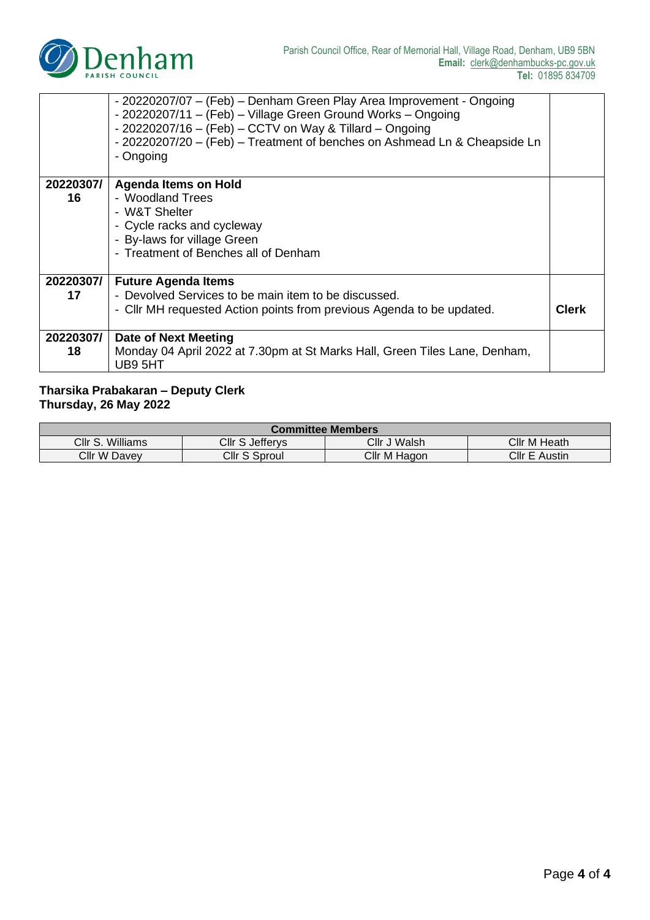| | | |
|---|---|---|
| | - 20220207/07 – (Feb) – Denham Green Play Area Improvement - Ongoing<br>- 20220207/11 – (Feb) – Village Green Ground Works – Ongoing<br>- 20220207/16 – (Feb) – CCTV on Way & Tillard – Ongoing<br>- 20220207/20 – (Feb) – Treatment of benches on Ashmead Ln & Cheapside Ln - Ongoing | |
| **20220307/16** | **Agenda Items on Hold**<br>- Woodland Trees<br>- W&T Shelter<br>- Cycle racks and cycleway<br>- By-laws for village Green<br>- Treatment of Benches all of Denham | |
| **20220307/17** | **Future Agenda Items**<br>- Devolved Services to be main item to be discussed.<br>- Cllr MH requested Action points from previous Agenda to be updated. | **Clerk** |
| **20220307/18** | **Date of Next Meeting**<br>Monday 04 April 2022 at 7.30pm at St Marks Hall, Green Tiles Lane, Denham, UB9 5HT | |

**Tharsika Prabakaran – Deputy Clerk**
**Thursday, 26 May 2022**

| **Committee Members** | | | |
|---|---|---|---|
| Cllr S. Williams | Cllr S Jefferys | Cllr J Walsh | Cllr M Heath |
| Cllr W Davey | Cllr S Sproul | Cllr M Hagon | Cllr E Austin |